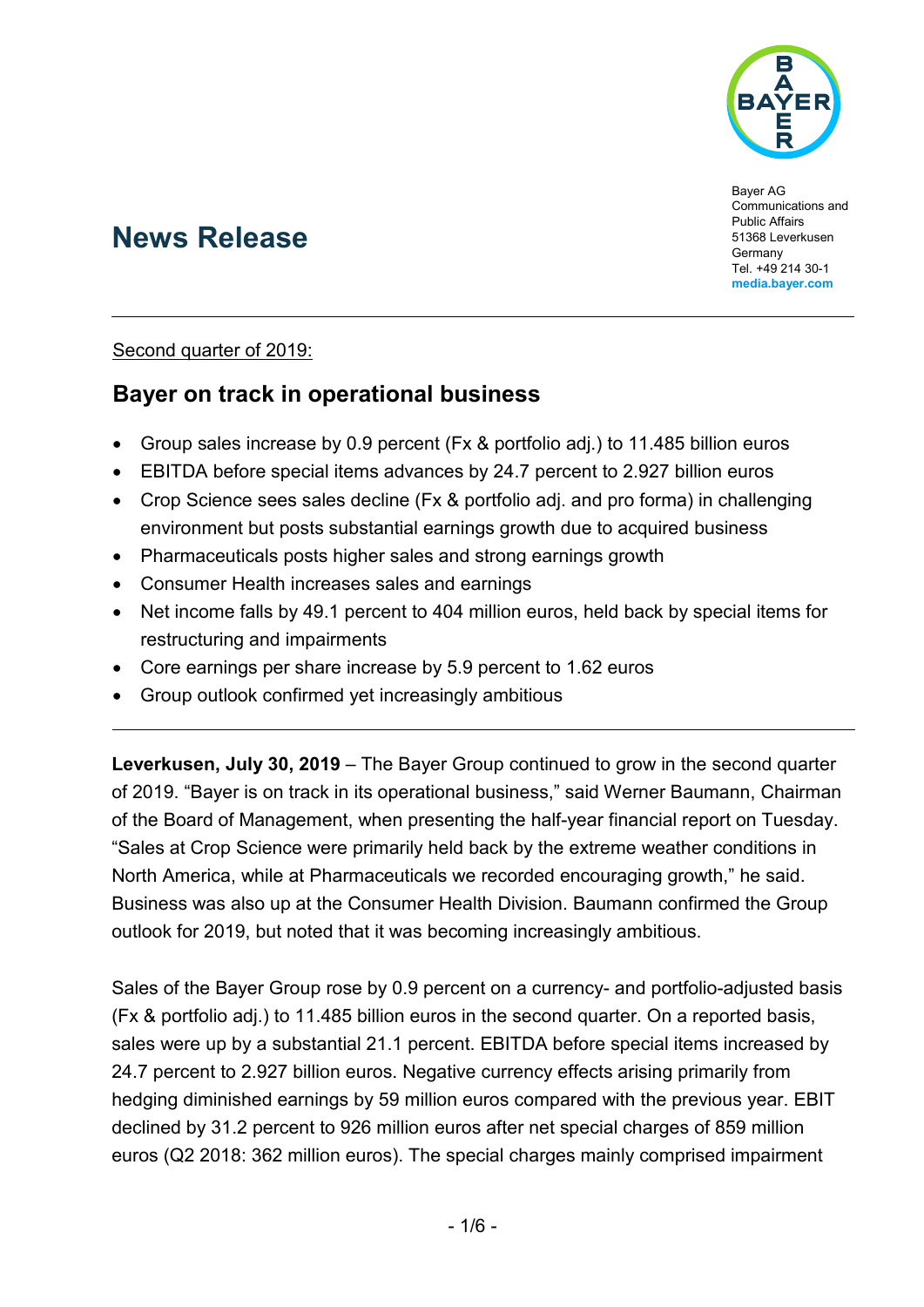Bayer AG
Communications and Public Affairs
51368 Leverkusen
Germany
Tel. +49 214 30-1
media.bayer.com

# News Release

Second quarter of 2019:

## Bayer on track in operational business

- Group sales increase by 0.9 percent (Fx & portfolio adj.) to 11.485 billion euros
- EBITDA before special items advances by 24.7 percent to 2.927 billion euros
- Crop Science sees sales decline (Fx & portfolio adj. and pro forma) in challenging environment but posts substantial earnings growth due to acquired business
- Pharmaceuticals posts higher sales and strong earnings growth
- Consumer Health increases sales and earnings
- Net income falls by 49.1 percent to 404 million euros, held back by special items for restructuring and impairments
- Core earnings per share increase by 5.9 percent to 1.62 euros
- Group outlook confirmed yet increasingly ambitious

**Leverkusen, July 30, 2019** – The Bayer Group continued to grow in the second quarter of 2019. "Bayer is on track in its operational business," said Werner Baumann, Chairman of the Board of Management, when presenting the half-year financial report on Tuesday. "Sales at Crop Science were primarily held back by the extreme weather conditions in North America, while at Pharmaceuticals we recorded encouraging growth," he said. Business was also up at the Consumer Health Division. Baumann confirmed the Group outlook for 2019, but noted that it was becoming increasingly ambitious.

Sales of the Bayer Group rose by 0.9 percent on a currency- and portfolio-adjusted basis (Fx & portfolio adj.) to 11.485 billion euros in the second quarter. On a reported basis, sales were up by a substantial 21.1 percent. EBITDA before special items increased by 24.7 percent to 2.927 billion euros. Negative currency effects arising primarily from hedging diminished earnings by 59 million euros compared with the previous year. EBIT declined by 31.2 percent to 926 million euros after net special charges of 859 million euros (Q2 2018: 362 million euros). The special charges mainly comprised impairment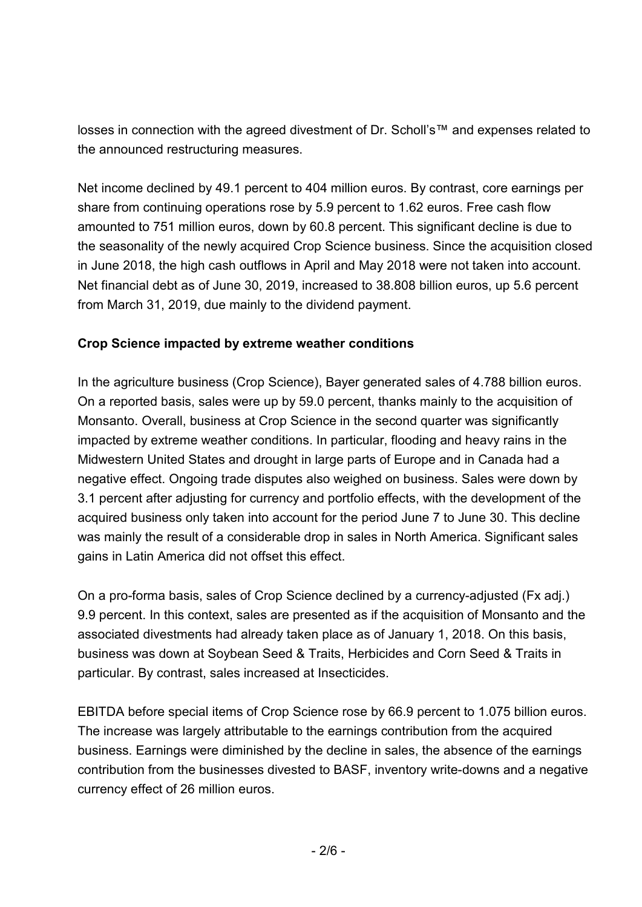losses in connection with the agreed divestment of Dr. Scholl's™ and expenses related to the announced restructuring measures.

Net income declined by 49.1 percent to 404 million euros. By contrast, core earnings per share from continuing operations rose by 5.9 percent to 1.62 euros. Free cash flow amounted to 751 million euros, down by 60.8 percent. This significant decline is due to the seasonality of the newly acquired Crop Science business. Since the acquisition closed in June 2018, the high cash outflows in April and May 2018 were not taken into account. Net financial debt as of June 30, 2019, increased to 38.808 billion euros, up 5.6 percent from March 31, 2019, due mainly to the dividend payment.

**Crop Science impacted by extreme weather conditions**

In the agriculture business (Crop Science), Bayer generated sales of 4.788 billion euros. On a reported basis, sales were up by 59.0 percent, thanks mainly to the acquisition of Monsanto. Overall, business at Crop Science in the second quarter was significantly impacted by extreme weather conditions. In particular, flooding and heavy rains in the Midwestern United States and drought in large parts of Europe and in Canada had a negative effect. Ongoing trade disputes also weighed on business. Sales were down by 3.1 percent after adjusting for currency and portfolio effects, with the development of the acquired business only taken into account for the period June 7 to June 30. This decline was mainly the result of a considerable drop in sales in North America. Significant sales gains in Latin America did not offset this effect.

On a pro-forma basis, sales of Crop Science declined by a currency-adjusted (Fx adj.) 9.9 percent. In this context, sales are presented as if the acquisition of Monsanto and the associated divestments had already taken place as of January 1, 2018. On this basis, business was down at Soybean Seed & Traits, Herbicides and Corn Seed & Traits in particular. By contrast, sales increased at Insecticides.

EBITDA before special items of Crop Science rose by 66.9 percent to 1.075 billion euros. The increase was largely attributable to the earnings contribution from the acquired business. Earnings were diminished by the decline in sales, the absence of the earnings contribution from the businesses divested to BASF, inventory write-downs and a negative currency effect of 26 million euros.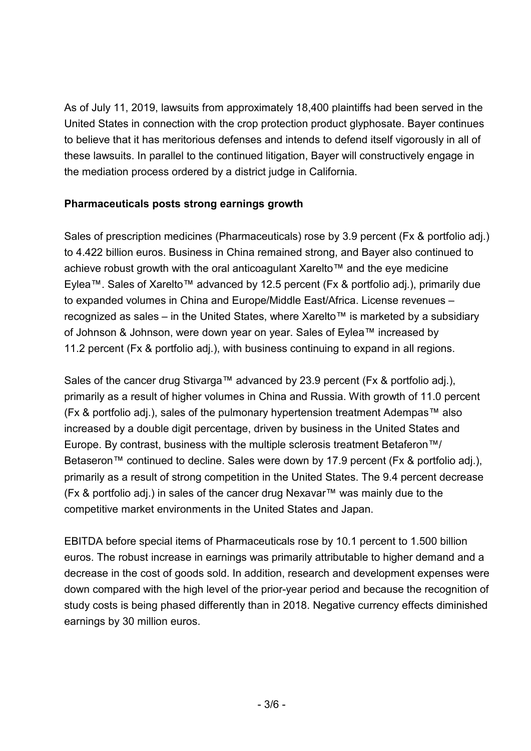As of July 11, 2019, lawsuits from approximately 18,400 plaintiffs had been served in the United States in connection with the crop protection product glyphosate. Bayer continues to believe that it has meritorious defenses and intends to defend itself vigorously in all of these lawsuits. In parallel to the continued litigation, Bayer will constructively engage in the mediation process ordered by a district judge in California.

**Pharmaceuticals posts strong earnings growth**

Sales of prescription medicines (Pharmaceuticals) rose by 3.9 percent (Fx & portfolio adj.) to 4.422 billion euros. Business in China remained strong, and Bayer also continued to achieve robust growth with the oral anticoagulant Xarelto™ and the eye medicine Eylea™. Sales of Xarelto™ advanced by 12.5 percent (Fx & portfolio adj.), primarily due to expanded volumes in China and Europe/Middle East/Africa. License revenues – recognized as sales – in the United States, where Xarelto™ is marketed by a subsidiary of Johnson & Johnson, were down year on year. Sales of Eylea™ increased by 11.2 percent (Fx & portfolio adj.), with business continuing to expand in all regions.

Sales of the cancer drug Stivarga™ advanced by 23.9 percent (Fx & portfolio adj.), primarily as a result of higher volumes in China and Russia. With growth of 11.0 percent (Fx & portfolio adj.), sales of the pulmonary hypertension treatment Adempas™ also increased by a double digit percentage, driven by business in the United States and Europe. By contrast, business with the multiple sclerosis treatment Betaferon™/ Betaseron™ continued to decline. Sales were down by 17.9 percent (Fx & portfolio adj.), primarily as a result of strong competition in the United States. The 9.4 percent decrease (Fx & portfolio adj.) in sales of the cancer drug Nexavar™ was mainly due to the competitive market environments in the United States and Japan.

EBITDA before special items of Pharmaceuticals rose by 10.1 percent to 1.500 billion euros. The robust increase in earnings was primarily attributable to higher demand and a decrease in the cost of goods sold. In addition, research and development expenses were down compared with the high level of the prior-year period and because the recognition of study costs is being phased differently than in 2018. Negative currency effects diminished earnings by 30 million euros.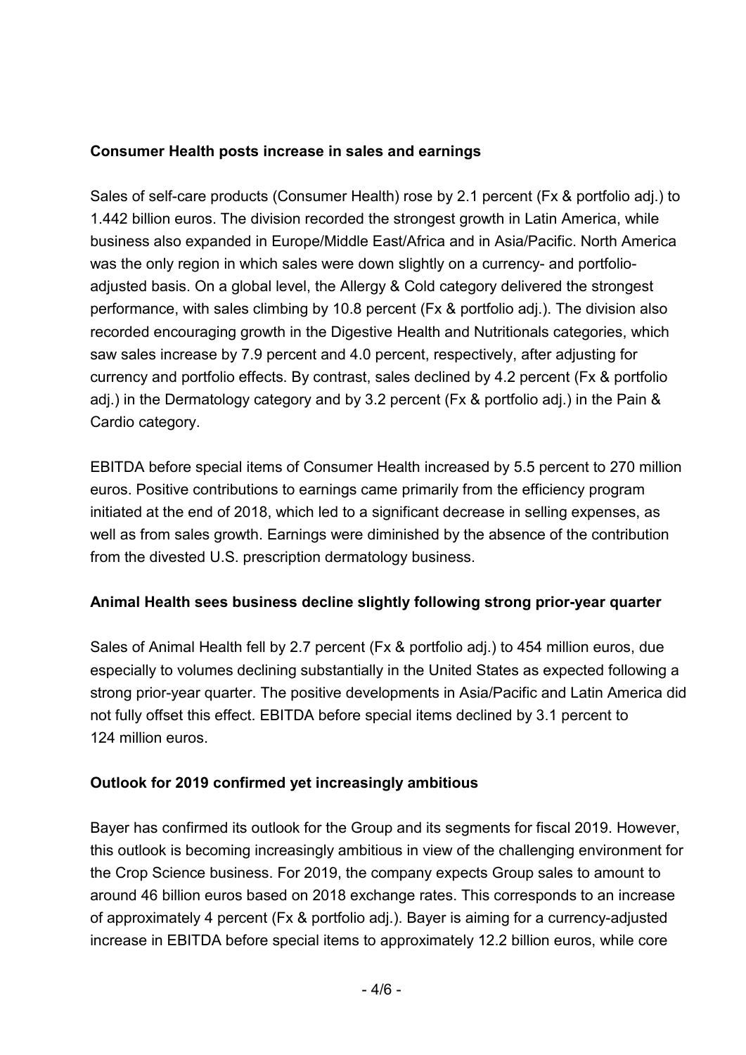**Consumer Health posts increase in sales and earnings**

Sales of self-care products (Consumer Health) rose by 2.1 percent (Fx & portfolio adj.) to 1.442 billion euros. The division recorded the strongest growth in Latin America, while business also expanded in Europe/Middle East/Africa and in Asia/Pacific. North America was the only region in which sales were down slightly on a currency- and portfolio-adjusted basis. On a global level, the Allergy & Cold category delivered the strongest performance, with sales climbing by 10.8 percent (Fx & portfolio adj.). The division also recorded encouraging growth in the Digestive Health and Nutritionals categories, which saw sales increase by 7.9 percent and 4.0 percent, respectively, after adjusting for currency and portfolio effects. By contrast, sales declined by 4.2 percent (Fx & portfolio adj.) in the Dermatology category and by 3.2 percent (Fx & portfolio adj.) in the Pain & Cardio category.

EBITDA before special items of Consumer Health increased by 5.5 percent to 270 million euros. Positive contributions to earnings came primarily from the efficiency program initiated at the end of 2018, which led to a significant decrease in selling expenses, as well as from sales growth. Earnings were diminished by the absence of the contribution from the divested U.S. prescription dermatology business.

**Animal Health sees business decline slightly following strong prior-year quarter**

Sales of Animal Health fell by 2.7 percent (Fx & portfolio adj.) to 454 million euros, due especially to volumes declining substantially in the United States as expected following a strong prior-year quarter. The positive developments in Asia/Pacific and Latin America did not fully offset this effect. EBITDA before special items declined by 3.1 percent to 124 million euros.

**Outlook for 2019 confirmed yet increasingly ambitious**

Bayer has confirmed its outlook for the Group and its segments for fiscal 2019. However, this outlook is becoming increasingly ambitious in view of the challenging environment for the Crop Science business. For 2019, the company expects Group sales to amount to around 46 billion euros based on 2018 exchange rates. This corresponds to an increase of approximately 4 percent (Fx & portfolio adj.). Bayer is aiming for a currency-adjusted increase in EBITDA before special items to approximately 12.2 billion euros, while core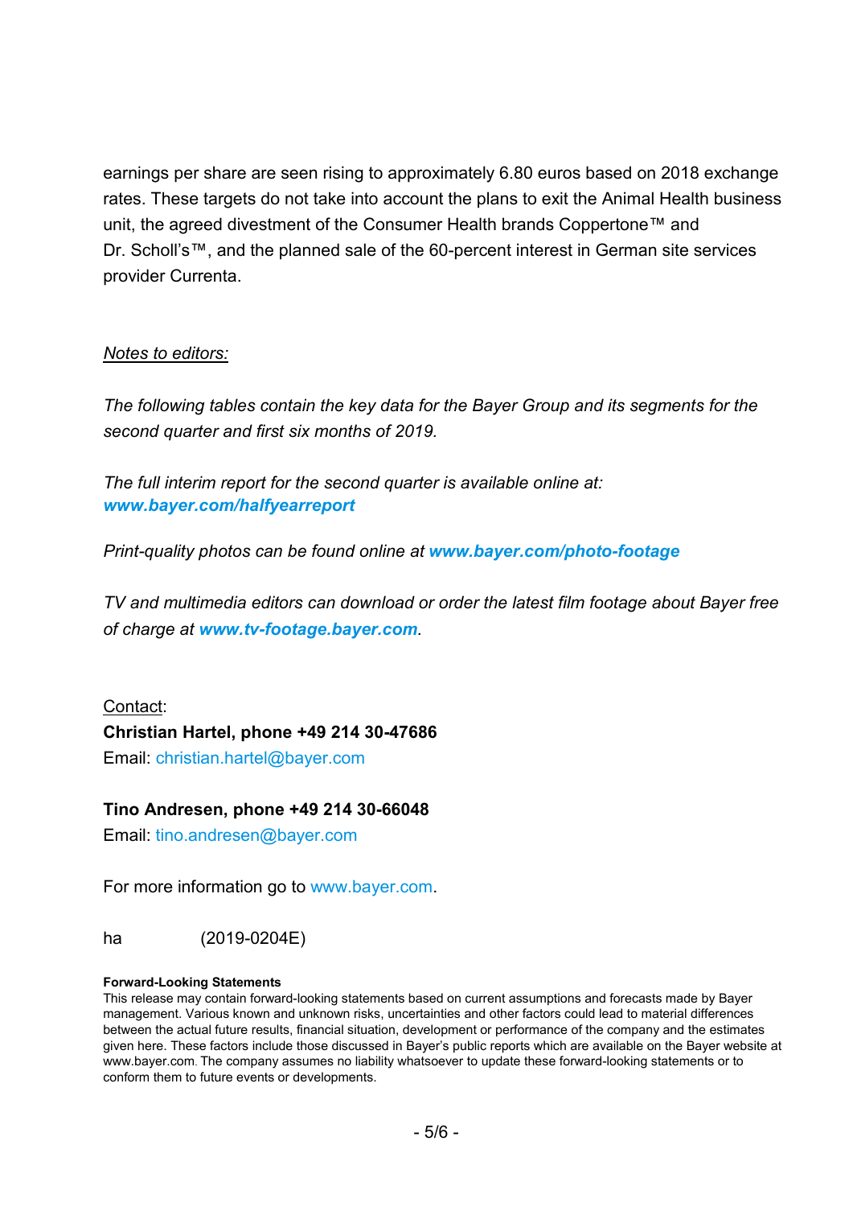earnings per share are seen rising to approximately 6.80 euros based on 2018 exchange rates. These targets do not take into account the plans to exit the Animal Health business unit, the agreed divestment of the Consumer Health brands Coppertone™ and Dr. Scholl's™, and the planned sale of the 60-percent interest in German site services provider Currenta.

*Notes to editors:*

*The following tables contain the key data for the Bayer Group and its segments for the second quarter and first six months of 2019.*

*The full interim report for the second quarter is available online at:* ***www.bayer.com/halfyearreport***

*Print-quality photos can be found online at* ***www.bayer.com/photo-footage***

*TV and multimedia editors can download or order the latest film footage about Bayer free of charge at* ***www.tv-footage.bayer.com****.*

Contact:
**Christian Hartel, phone +49 214 30-47686**
Email: christian.hartel@bayer.com

**Tino Andresen, phone +49 214 30-66048**
Email: tino.andresen@bayer.com

For more information go to www.bayer.com.

ha (2019-0204E)

**Forward-Looking Statements**
This release may contain forward-looking statements based on current assumptions and forecasts made by Bayer management. Various known and unknown risks, uncertainties and other factors could lead to material differences between the actual future results, financial situation, development or performance of the company and the estimates given here. These factors include those discussed in Bayer's public reports which are available on the Bayer website at www.bayer.com. The company assumes no liability whatsoever to update these forward-looking statements or to conform them to future events or developments.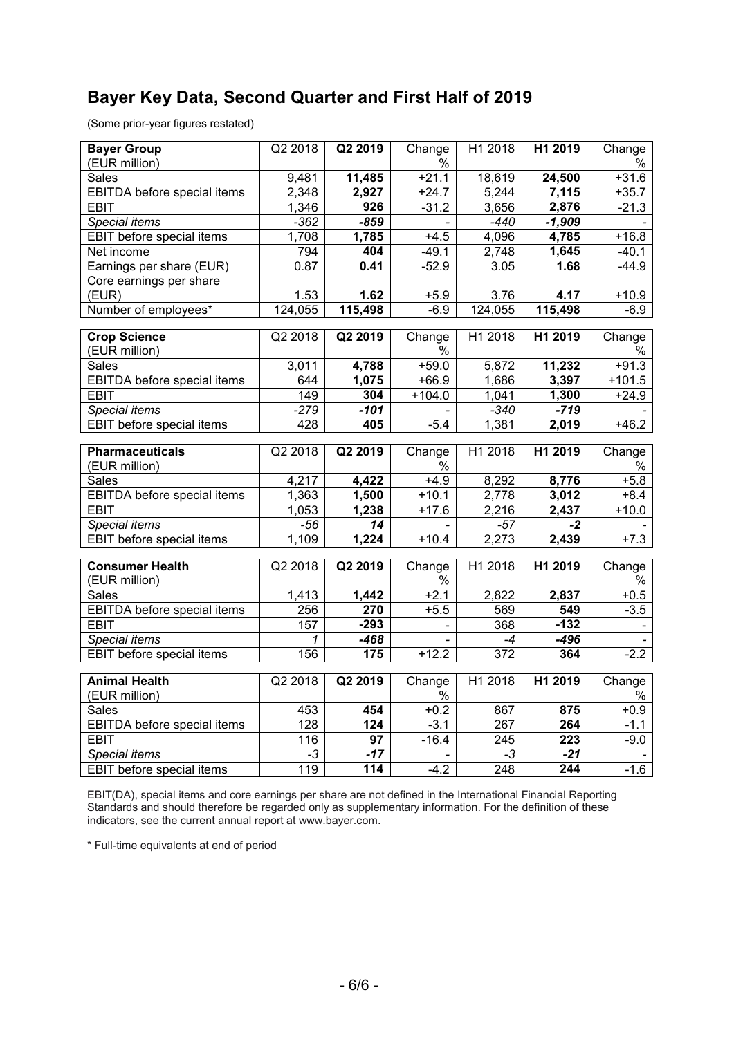## Bayer Key Data, Second Quarter and First Half of 2019

(Some prior-year figures restated)

| **Bayer Group** (EUR million) | Q2 2018 | **Q2 2019** | Change % | H1 2018 | **H1 2019** | Change % |
|---|---|---|---|---|---|---|
| Sales | 9,481 | **11,485** | +21.1 | 18,619 | **24,500** | +31.6 |
| EBITDA before special items | 2,348 | **2,927** | +24.7 | 5,244 | **7,115** | +35.7 |
| EBIT | 1,346 | **926** | -31.2 | 3,656 | **2,876** | -21.3 |
| *Special items* | *-362* | ***-859*** | - | *-440* | ***-1,909*** | - |
| EBIT before special items | 1,708 | **1,785** | +4.5 | 4,096 | **4,785** | +16.8 |
| Net income | 794 | **404** | -49.1 | 2,748 | **1,645** | -40.1 |
| Earnings per share (EUR) | 0.87 | **0.41** | -52.9 | 3.05 | **1.68** | -44.9 |
| Core earnings per share (EUR) | 1.53 | **1.62** | +5.9 | 3.76 | **4.17** | +10.9 |
| Number of employees* | 124,055 | **115,498** | -6.9 | 124,055 | **115,498** | -6.9 |

| **Crop Science** (EUR million) | Q2 2018 | **Q2 2019** | Change % | H1 2018 | **H1 2019** | Change % |
|---|---|---|---|---|---|---|
| Sales | 3,011 | **4,788** | +59.0 | 5,872 | **11,232** | +91.3 |
| EBITDA before special items | 644 | **1,075** | +66.9 | 1,686 | **3,397** | +101.5 |
| EBIT | 149 | **304** | +104.0 | 1,041 | **1,300** | +24.9 |
| *Special items* | *-279* | ***-101*** | - | *-340* | ***-719*** | - |
| EBIT before special items | 428 | **405** | -5.4 | 1,381 | **2,019** | +46.2 |

| **Pharmaceuticals** (EUR million) | Q2 2018 | **Q2 2019** | Change % | H1 2018 | **H1 2019** | Change % |
|---|---|---|---|---|---|---|
| Sales | 4,217 | **4,422** | +4.9 | 8,292 | **8,776** | +5.8 |
| EBITDA before special items | 1,363 | **1,500** | +10.1 | 2,778 | **3,012** | +8.4 |
| EBIT | 1,053 | **1,238** | +17.6 | 2,216 | **2,437** | +10.0 |
| *Special items* | *-56* | ***14*** | - | *-57* | ***-2*** | - |
| EBIT before special items | 1,109 | **1,224** | +10.4 | 2,273 | **2,439** | +7.3 |

| **Consumer Health** (EUR million) | Q2 2018 | **Q2 2019** | Change % | H1 2018 | **H1 2019** | Change % |
|---|---|---|---|---|---|---|
| Sales | 1,413 | **1,442** | +2.1 | 2,822 | **2,837** | +0.5 |
| EBITDA before special items | 256 | **270** | +5.5 | 569 | **549** | -3.5 |
| EBIT | 157 | **-293** | - | 368 | **-132** | - |
| *Special items* | *1* | ***-468*** | - | *-4* | ***-496*** | - |
| EBIT before special items | 156 | **175** | +12.2 | 372 | **364** | -2.2 |

| **Animal Health** (EUR million) | Q2 2018 | **Q2 2019** | Change % | H1 2018 | **H1 2019** | Change % |
|---|---|---|---|---|---|---|
| Sales | 453 | **454** | +0.2 | 867 | **875** | +0.9 |
| EBITDA before special items | 128 | **124** | -3.1 | 267 | **264** | -1.1 |
| EBIT | 116 | **97** | -16.4 | 245 | **223** | -9.0 |
| *Special items* | *-3* | ***-17*** | - | *-3* | ***-21*** | - |
| EBIT before special items | 119 | **114** | -4.2 | 248 | **244** | -1.6 |

EBIT(DA), special items and core earnings per share are not defined in the International Financial Reporting Standards and should therefore be regarded only as supplementary information. For the definition of these indicators, see the current annual report at www.bayer.com.

* Full-time equivalents at end of period